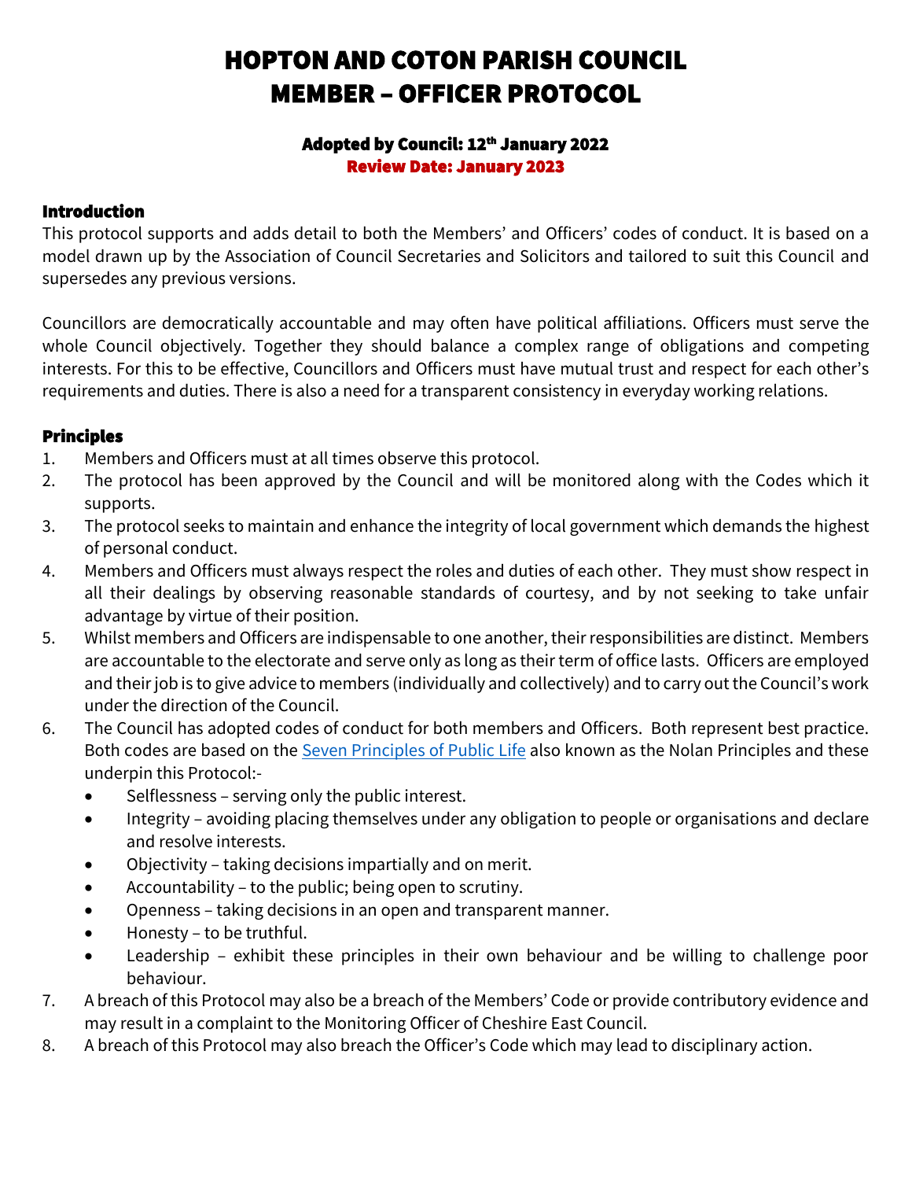# HOPTON AND COTON PARISH COUNCIL
# MEMBER – OFFICER PROTOCOL

**Adopted by Council: 12th January 2022**

**Review Date: January 2023**

## Introduction

This protocol supports and adds detail to both the Members' and Officers' codes of conduct. It is based on a model drawn up by the Association of Council Secretaries and Solicitors and tailored to suit this Council and supersedes any previous versions.

Councillors are democratically accountable and may often have political affiliations. Officers must serve the whole Council objectively. Together they should balance a complex range of obligations and competing interests. For this to be effective, Councillors and Officers must have mutual trust and respect for each other's requirements and duties. There is also a need for a transparent consistency in everyday working relations.

## Principles

1. Members and Officers must at all times observe this protocol.
2. The protocol has been approved by the Council and will be monitored along with the Codes which it supports.
3. The protocol seeks to maintain and enhance the integrity of local government which demands the highest of personal conduct.
4. Members and Officers must always respect the roles and duties of each other. They must show respect in all their dealings by observing reasonable standards of courtesy, and by not seeking to take unfair advantage by virtue of their position.
5. Whilst members and Officers are indispensable to one another, their responsibilities are distinct. Members are accountable to the electorate and serve only as long as their term of office lasts. Officers are employed and their job is to give advice to members (individually and collectively) and to carry out the Council's work under the direction of the Council.
6. The Council has adopted codes of conduct for both members and Officers. Both represent best practice. Both codes are based on the Seven Principles of Public Life also known as the Nolan Principles and these underpin this Protocol:-
   - Selflessness – serving only the public interest.
   - Integrity – avoiding placing themselves under any obligation to people or organisations and declare and resolve interests.
   - Objectivity – taking decisions impartially and on merit.
   - Accountability – to the public; being open to scrutiny.
   - Openness – taking decisions in an open and transparent manner.
   - Honesty – to be truthful.
   - Leadership – exhibit these principles in their own behaviour and be willing to challenge poor behaviour.
7. A breach of this Protocol may also be a breach of the Members' Code or provide contributory evidence and may result in a complaint to the Monitoring Officer of Cheshire East Council.
8. A breach of this Protocol may also breach the Officer's Code which may lead to disciplinary action.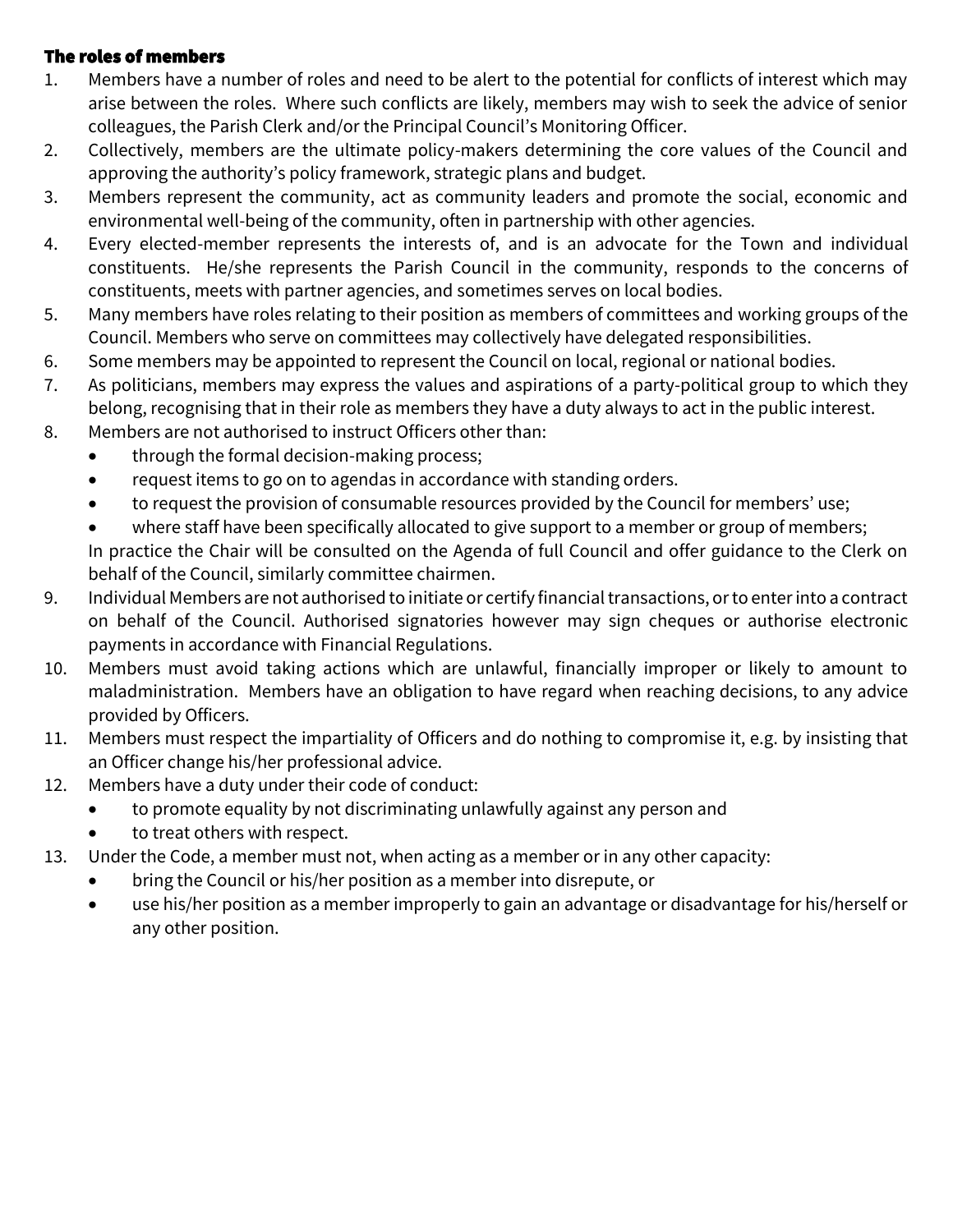### The roles of members

1. Members have a number of roles and need to be alert to the potential for conflicts of interest which may arise between the roles. Where such conflicts are likely, members may wish to seek the advice of senior colleagues, the Parish Clerk and/or the Principal Council's Monitoring Officer.
2. Collectively, members are the ultimate policy-makers determining the core values of the Council and approving the authority's policy framework, strategic plans and budget.
3. Members represent the community, act as community leaders and promote the social, economic and environmental well-being of the community, often in partnership with other agencies.
4. Every elected-member represents the interests of, and is an advocate for the Town and individual constituents. He/she represents the Parish Council in the community, responds to the concerns of constituents, meets with partner agencies, and sometimes serves on local bodies.
5. Many members have roles relating to their position as members of committees and working groups of the Council. Members who serve on committees may collectively have delegated responsibilities.
6. Some members may be appointed to represent the Council on local, regional or national bodies.
7. As politicians, members may express the values and aspirations of a party-political group to which they belong, recognising that in their role as members they have a duty always to act in the public interest.
8. Members are not authorised to instruct Officers other than:
   - through the formal decision-making process;
   - request items to go on to agendas in accordance with standing orders.
   - to request the provision of consumable resources provided by the Council for members' use;
   - where staff have been specifically allocated to give support to a member or group of members;

   In practice the Chair will be consulted on the Agenda of full Council and offer guidance to the Clerk on behalf of the Council, similarly committee chairmen.
9. Individual Members are not authorised to initiate or certify financial transactions, or to enter into a contract on behalf of the Council. Authorised signatories however may sign cheques or authorise electronic payments in accordance with Financial Regulations.
10. Members must avoid taking actions which are unlawful, financially improper or likely to amount to maladministration. Members have an obligation to have regard when reaching decisions, to any advice provided by Officers.
11. Members must respect the impartiality of Officers and do nothing to compromise it, e.g. by insisting that an Officer change his/her professional advice.
12. Members have a duty under their code of conduct:
    - to promote equality by not discriminating unlawfully against any person and
    - to treat others with respect.
13. Under the Code, a member must not, when acting as a member or in any other capacity:
    - bring the Council or his/her position as a member into disrepute, or
    - use his/her position as a member improperly to gain an advantage or disadvantage for his/herself or any other position.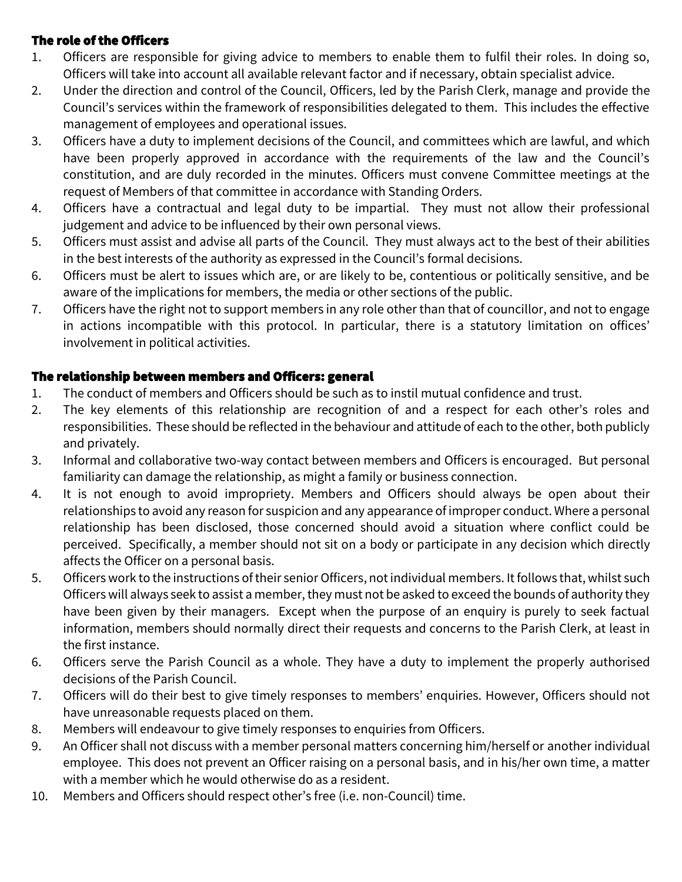### The role of the Officers

1. Officers are responsible for giving advice to members to enable them to fulfil their roles. In doing so, Officers will take into account all available relevant factor and if necessary, obtain specialist advice.
2. Under the direction and control of the Council, Officers, led by the Parish Clerk, manage and provide the Council's services within the framework of responsibilities delegated to them. This includes the effective management of employees and operational issues.
3. Officers have a duty to implement decisions of the Council, and committees which are lawful, and which have been properly approved in accordance with the requirements of the law and the Council's constitution, and are duly recorded in the minutes. Officers must convene Committee meetings at the request of Members of that committee in accordance with Standing Orders.
4. Officers have a contractual and legal duty to be impartial. They must not allow their professional judgement and advice to be influenced by their own personal views.
5. Officers must assist and advise all parts of the Council. They must always act to the best of their abilities in the best interests of the authority as expressed in the Council's formal decisions.
6. Officers must be alert to issues which are, or are likely to be, contentious or politically sensitive, and be aware of the implications for members, the media or other sections of the public.
7. Officers have the right not to support members in any role other than that of councillor, and not to engage in actions incompatible with this protocol. In particular, there is a statutory limitation on offices' involvement in political activities.

### The relationship between members and Officers: general

1. The conduct of members and Officers should be such as to instil mutual confidence and trust.
2. The key elements of this relationship are recognition of and a respect for each other's roles and responsibilities. These should be reflected in the behaviour and attitude of each to the other, both publicly and privately.
3. Informal and collaborative two-way contact between members and Officers is encouraged. But personal familiarity can damage the relationship, as might a family or business connection.
4. It is not enough to avoid impropriety. Members and Officers should always be open about their relationships to avoid any reason for suspicion and any appearance of improper conduct. Where a personal relationship has been disclosed, those concerned should avoid a situation where conflict could be perceived. Specifically, a member should not sit on a body or participate in any decision which directly affects the Officer on a personal basis.
5. Officers work to the instructions of their senior Officers, not individual members. It follows that, whilst such Officers will always seek to assist a member, they must not be asked to exceed the bounds of authority they have been given by their managers. Except when the purpose of an enquiry is purely to seek factual information, members should normally direct their requests and concerns to the Parish Clerk, at least in the first instance.
6. Officers serve the Parish Council as a whole. They have a duty to implement the properly authorised decisions of the Parish Council.
7. Officers will do their best to give timely responses to members' enquiries. However, Officers should not have unreasonable requests placed on them.
8. Members will endeavour to give timely responses to enquiries from Officers.
9. An Officer shall not discuss with a member personal matters concerning him/herself or another individual employee. This does not prevent an Officer raising on a personal basis, and in his/her own time, a matter with a member which he would otherwise do as a resident.
10. Members and Officers should respect other's free (i.e. non-Council) time.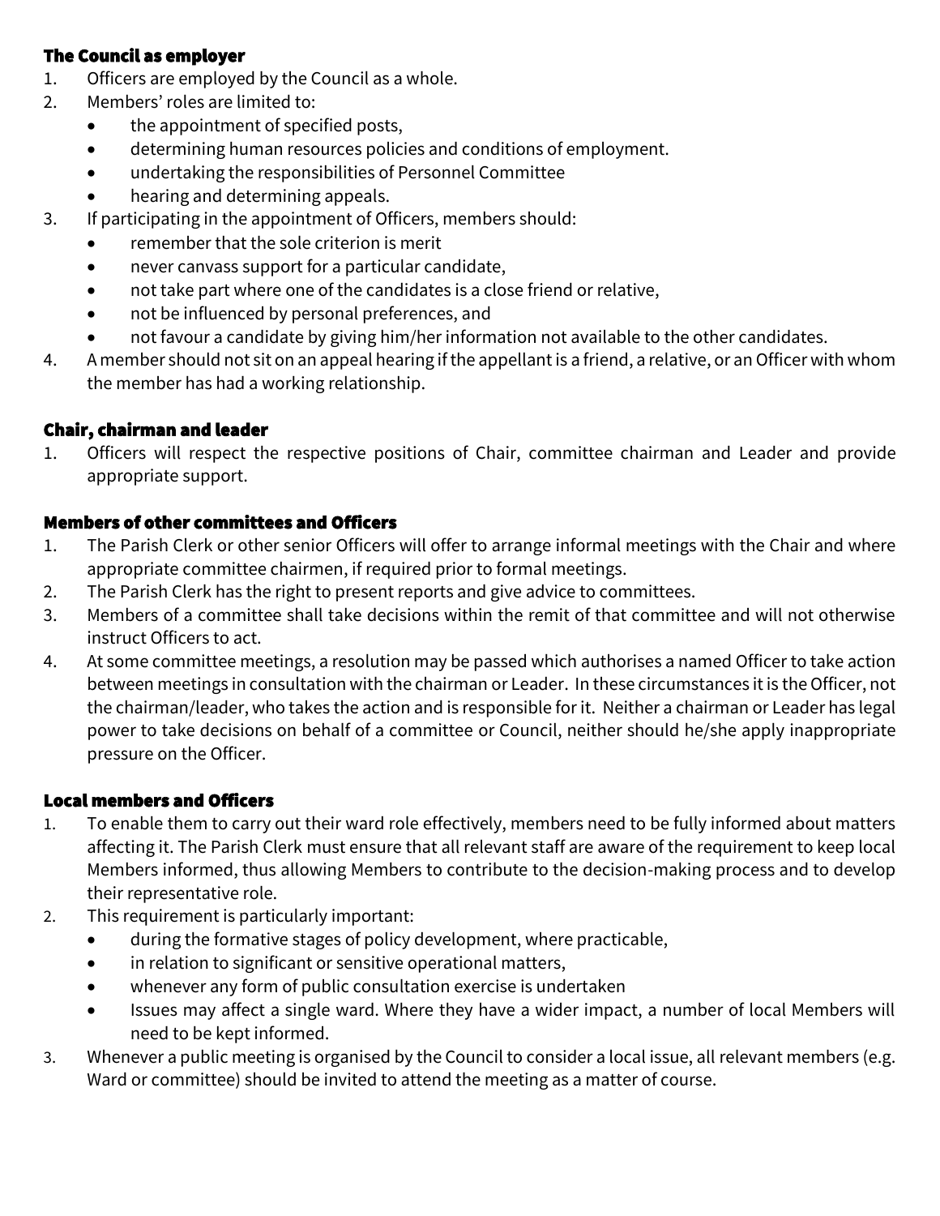### The Council as employer

1. Officers are employed by the Council as a whole.
2. Members' roles are limited to:
   - the appointment of specified posts,
   - determining human resources policies and conditions of employment.
   - undertaking the responsibilities of Personnel Committee
   - hearing and determining appeals.
3. If participating in the appointment of Officers, members should:
   - remember that the sole criterion is merit
   - never canvass support for a particular candidate,
   - not take part where one of the candidates is a close friend or relative,
   - not be influenced by personal preferences, and
   - not favour a candidate by giving him/her information not available to the other candidates.
4. A member should not sit on an appeal hearing if the appellant is a friend, a relative, or an Officer with whom the member has had a working relationship.

### Chair, chairman and leader

1. Officers will respect the respective positions of Chair, committee chairman and Leader and provide appropriate support.

### Members of other committees and Officers

1. The Parish Clerk or other senior Officers will offer to arrange informal meetings with the Chair and where appropriate committee chairmen, if required prior to formal meetings.
2. The Parish Clerk has the right to present reports and give advice to committees.
3. Members of a committee shall take decisions within the remit of that committee and will not otherwise instruct Officers to act.
4. At some committee meetings, a resolution may be passed which authorises a named Officer to take action between meetings in consultation with the chairman or Leader. In these circumstances it is the Officer, not the chairman/leader, who takes the action and is responsible for it. Neither a chairman or Leader has legal power to take decisions on behalf of a committee or Council, neither should he/she apply inappropriate pressure on the Officer.

### Local members and Officers

1. To enable them to carry out their ward role effectively, members need to be fully informed about matters affecting it. The Parish Clerk must ensure that all relevant staff are aware of the requirement to keep local Members informed, thus allowing Members to contribute to the decision-making process and to develop their representative role.
2. This requirement is particularly important:
   - during the formative stages of policy development, where practicable,
   - in relation to significant or sensitive operational matters,
   - whenever any form of public consultation exercise is undertaken
   - Issues may affect a single ward. Where they have a wider impact, a number of local Members will need to be kept informed.
3. Whenever a public meeting is organised by the Council to consider a local issue, all relevant members (e.g. Ward or committee) should be invited to attend the meeting as a matter of course.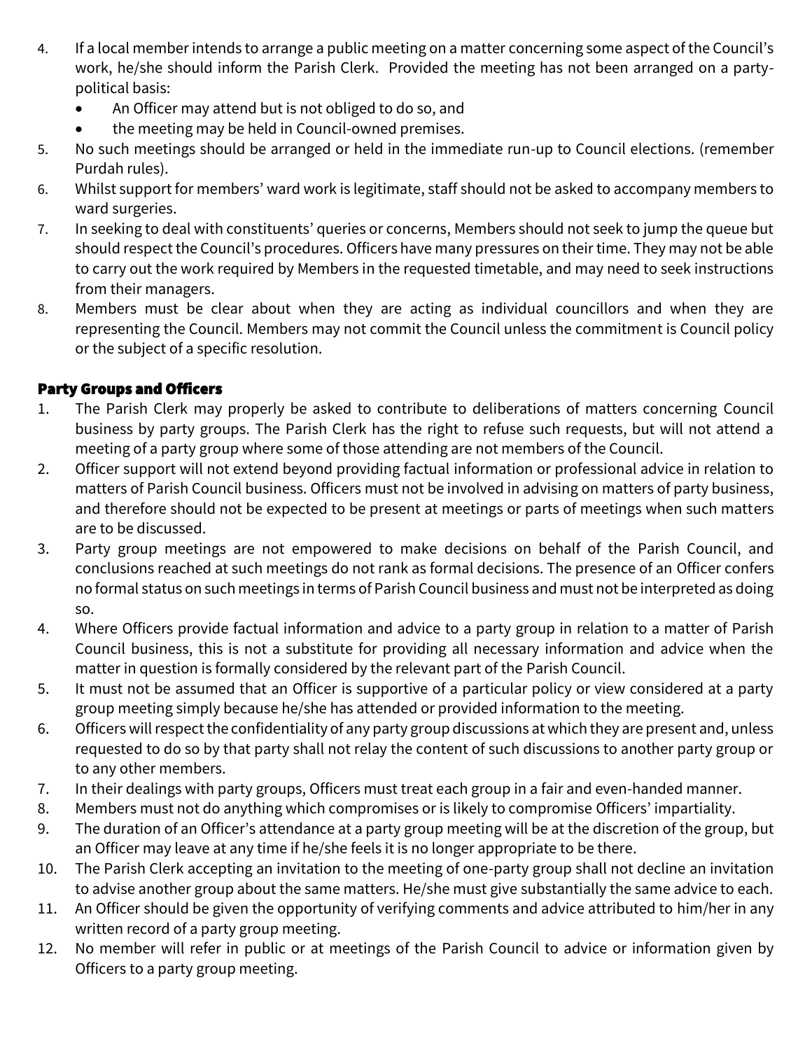4. If a local member intends to arrange a public meeting on a matter concerning some aspect of the Council's work, he/she should inform the Parish Clerk. Provided the meeting has not been arranged on a party-political basis:
   - An Officer may attend but is not obliged to do so, and
   - the meeting may be held in Council-owned premises.
5. No such meetings should be arranged or held in the immediate run-up to Council elections. (remember Purdah rules).
6. Whilst support for members' ward work is legitimate, staff should not be asked to accompany members to ward surgeries.
7. In seeking to deal with constituents' queries or concerns, Members should not seek to jump the queue but should respect the Council's procedures. Officers have many pressures on their time. They may not be able to carry out the work required by Members in the requested timetable, and may need to seek instructions from their managers.
8. Members must be clear about when they are acting as individual councillors and when they are representing the Council. Members may not commit the Council unless the commitment is Council policy or the subject of a specific resolution.

## Party Groups and Officers

1. The Parish Clerk may properly be asked to contribute to deliberations of matters concerning Council business by party groups. The Parish Clerk has the right to refuse such requests, but will not attend a meeting of a party group where some of those attending are not members of the Council.
2. Officer support will not extend beyond providing factual information or professional advice in relation to matters of Parish Council business. Officers must not be involved in advising on matters of party business, and therefore should not be expected to be present at meetings or parts of meetings when such matters are to be discussed.
3. Party group meetings are not empowered to make decisions on behalf of the Parish Council, and conclusions reached at such meetings do not rank as formal decisions. The presence of an Officer confers no formal status on such meetings in terms of Parish Council business and must not be interpreted as doing so.
4. Where Officers provide factual information and advice to a party group in relation to a matter of Parish Council business, this is not a substitute for providing all necessary information and advice when the matter in question is formally considered by the relevant part of the Parish Council.
5. It must not be assumed that an Officer is supportive of a particular policy or view considered at a party group meeting simply because he/she has attended or provided information to the meeting.
6. Officers will respect the confidentiality of any party group discussions at which they are present and, unless requested to do so by that party shall not relay the content of such discussions to another party group or to any other members.
7. In their dealings with party groups, Officers must treat each group in a fair and even-handed manner.
8. Members must not do anything which compromises or is likely to compromise Officers' impartiality.
9. The duration of an Officer's attendance at a party group meeting will be at the discretion of the group, but an Officer may leave at any time if he/she feels it is no longer appropriate to be there.
10. The Parish Clerk accepting an invitation to the meeting of one-party group shall not decline an invitation to advise another group about the same matters. He/she must give substantially the same advice to each.
11. An Officer should be given the opportunity of verifying comments and advice attributed to him/her in any written record of a party group meeting.
12. No member will refer in public or at meetings of the Parish Council to advice or information given by Officers to a party group meeting.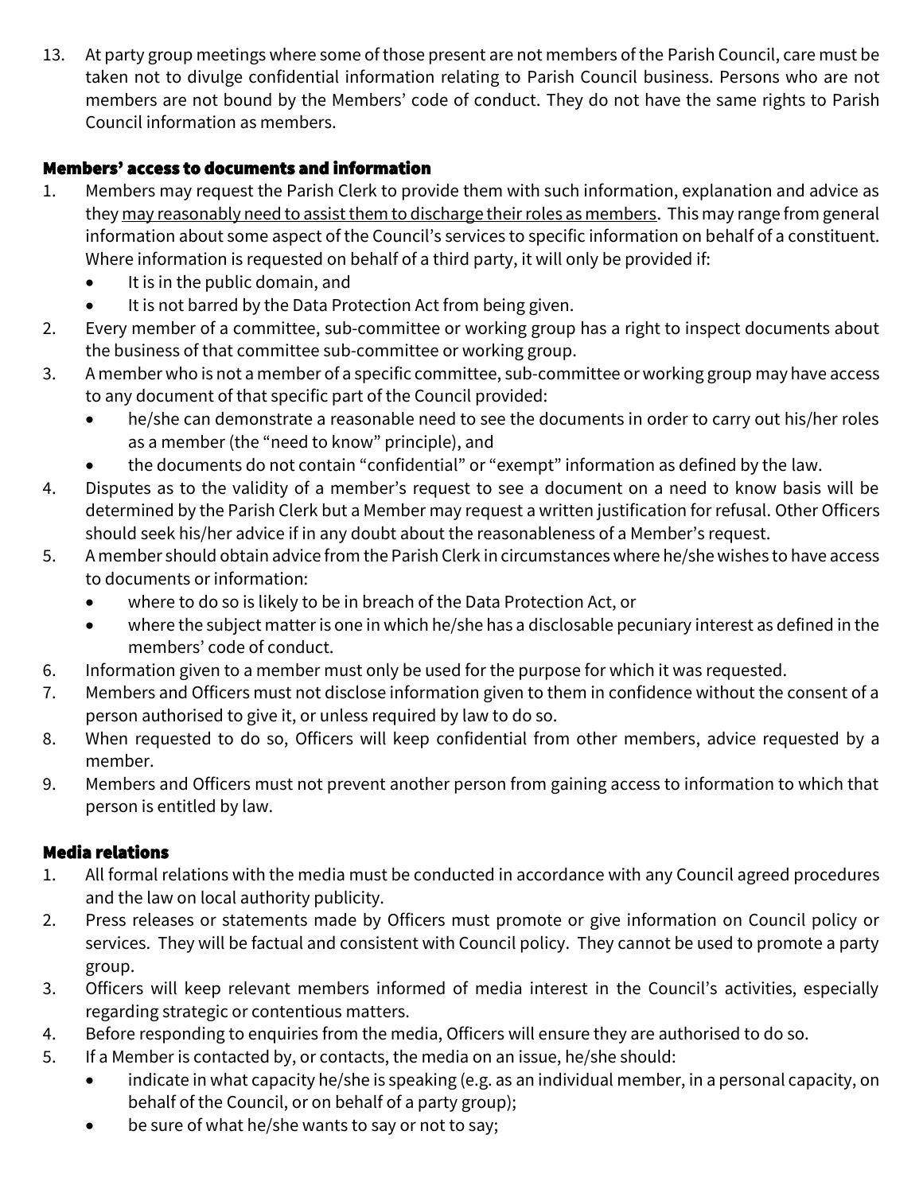13. At party group meetings where some of those present are not members of the Parish Council, care must be taken not to divulge confidential information relating to Parish Council business. Persons who are not members are not bound by the Members' code of conduct. They do not have the same rights to Parish Council information as members.

## Members' access to documents and information

1. Members may request the Parish Clerk to provide them with such information, explanation and advice as they <u>may reasonably need to assist them to discharge their roles as members</u>. This may range from general information about some aspect of the Council's services to specific information on behalf of a constituent. Where information is requested on behalf of a third party, it will only be provided if:
   - It is in the public domain, and
   - It is not barred by the Data Protection Act from being given.
2. Every member of a committee, sub-committee or working group has a right to inspect documents about the business of that committee sub-committee or working group.
3. A member who is not a member of a specific committee, sub-committee or working group may have access to any document of that specific part of the Council provided:
   - he/she can demonstrate a reasonable need to see the documents in order to carry out his/her roles as a member (the "need to know" principle), and
   - the documents do not contain "confidential" or "exempt" information as defined by the law.
4. Disputes as to the validity of a member's request to see a document on a need to know basis will be determined by the Parish Clerk but a Member may request a written justification for refusal. Other Officers should seek his/her advice if in any doubt about the reasonableness of a Member's request.
5. A member should obtain advice from the Parish Clerk in circumstances where he/she wishes to have access to documents or information:
   - where to do so is likely to be in breach of the Data Protection Act, or
   - where the subject matter is one in which he/she has a disclosable pecuniary interest as defined in the members' code of conduct.
6. Information given to a member must only be used for the purpose for which it was requested.
7. Members and Officers must not disclose information given to them in confidence without the consent of a person authorised to give it, or unless required by law to do so.
8. When requested to do so, Officers will keep confidential from other members, advice requested by a member.
9. Members and Officers must not prevent another person from gaining access to information to which that person is entitled by law.

## Media relations

1. All formal relations with the media must be conducted in accordance with any Council agreed procedures and the law on local authority publicity.
2. Press releases or statements made by Officers must promote or give information on Council policy or services. They will be factual and consistent with Council policy. They cannot be used to promote a party group.
3. Officers will keep relevant members informed of media interest in the Council's activities, especially regarding strategic or contentious matters.
4. Before responding to enquiries from the media, Officers will ensure they are authorised to do so.
5. If a Member is contacted by, or contacts, the media on an issue, he/she should:
   - indicate in what capacity he/she is speaking (e.g. as an individual member, in a personal capacity, on behalf of the Council, or on behalf of a party group);
   - be sure of what he/she wants to say or not to say;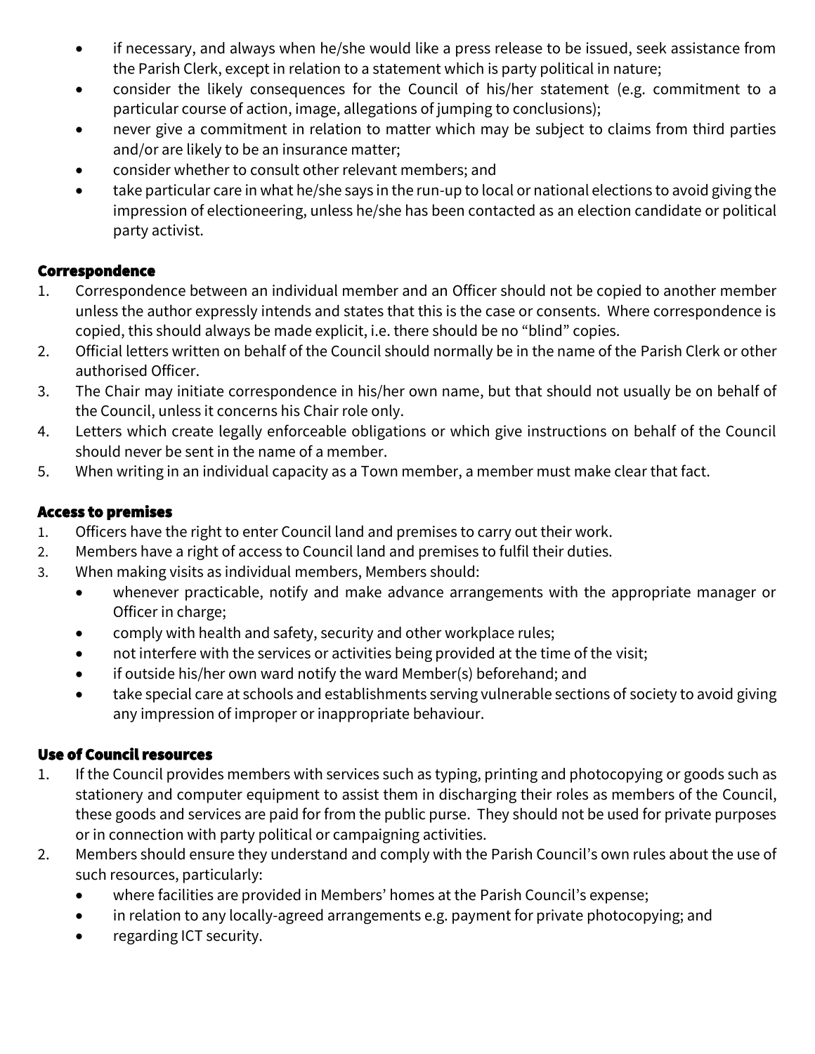- if necessary, and always when he/she would like a press release to be issued, seek assistance from the Parish Clerk, except in relation to a statement which is party political in nature;
- consider the likely consequences for the Council of his/her statement (e.g. commitment to a particular course of action, image, allegations of jumping to conclusions);
- never give a commitment in relation to matter which may be subject to claims from third parties and/or are likely to be an insurance matter;
- consider whether to consult other relevant members; and
- take particular care in what he/she says in the run-up to local or national elections to avoid giving the impression of electioneering, unless he/she has been contacted as an election candidate or political party activist.

### Correspondence

1. Correspondence between an individual member and an Officer should not be copied to another member unless the author expressly intends and states that this is the case or consents. Where correspondence is copied, this should always be made explicit, i.e. there should be no "blind" copies.
2. Official letters written on behalf of the Council should normally be in the name of the Parish Clerk or other authorised Officer.
3. The Chair may initiate correspondence in his/her own name, but that should not usually be on behalf of the Council, unless it concerns his Chair role only.
4. Letters which create legally enforceable obligations or which give instructions on behalf of the Council should never be sent in the name of a member.
5. When writing in an individual capacity as a Town member, a member must make clear that fact.

### Access to premises

1. Officers have the right to enter Council land and premises to carry out their work.
2. Members have a right of access to Council land and premises to fulfil their duties.
3. When making visits as individual members, Members should:
   - whenever practicable, notify and make advance arrangements with the appropriate manager or Officer in charge;
   - comply with health and safety, security and other workplace rules;
   - not interfere with the services or activities being provided at the time of the visit;
   - if outside his/her own ward notify the ward Member(s) beforehand; and
   - take special care at schools and establishments serving vulnerable sections of society to avoid giving any impression of improper or inappropriate behaviour.

### Use of Council resources

1. If the Council provides members with services such as typing, printing and photocopying or goods such as stationery and computer equipment to assist them in discharging their roles as members of the Council, these goods and services are paid for from the public purse. They should not be used for private purposes or in connection with party political or campaigning activities.
2. Members should ensure they understand and comply with the Parish Council's own rules about the use of such resources, particularly:
   - where facilities are provided in Members' homes at the Parish Council's expense;
   - in relation to any locally-agreed arrangements e.g. payment for private photocopying; and
   - regarding ICT security.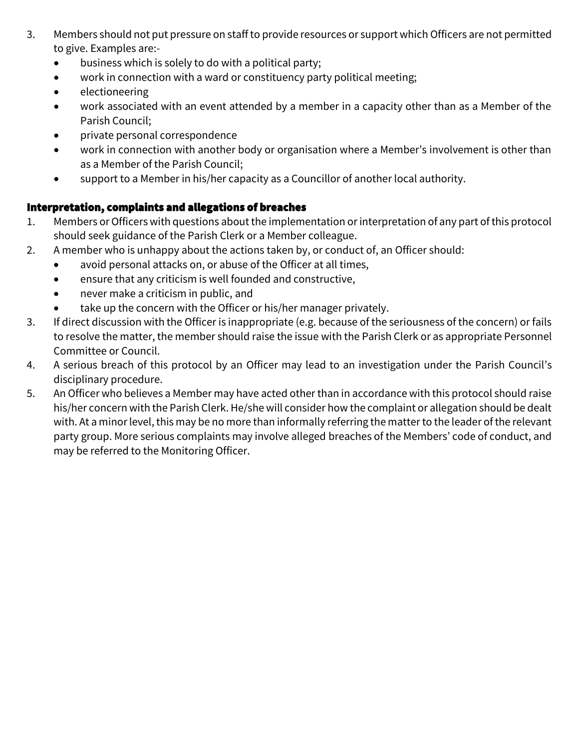3. Members should not put pressure on staff to provide resources or support which Officers are not permitted to give. Examples are:-
   - business which is solely to do with a political party;
   - work in connection with a ward or constituency party political meeting;
   - electioneering
   - work associated with an event attended by a member in a capacity other than as a Member of the Parish Council;
   - private personal correspondence
   - work in connection with another body or organisation where a Member's involvement is other than as a Member of the Parish Council;
   - support to a Member in his/her capacity as a Councillor of another local authority.

### Interpretation, complaints and allegations of breaches

1. Members or Officers with questions about the implementation or interpretation of any part of this protocol should seek guidance of the Parish Clerk or a Member colleague.
2. A member who is unhappy about the actions taken by, or conduct of, an Officer should:
   - avoid personal attacks on, or abuse of the Officer at all times,
   - ensure that any criticism is well founded and constructive,
   - never make a criticism in public, and
   - take up the concern with the Officer or his/her manager privately.
3. If direct discussion with the Officer is inappropriate (e.g. because of the seriousness of the concern) or fails to resolve the matter, the member should raise the issue with the Parish Clerk or as appropriate Personnel Committee or Council.
4. A serious breach of this protocol by an Officer may lead to an investigation under the Parish Council's disciplinary procedure.
5. An Officer who believes a Member may have acted other than in accordance with this protocol should raise his/her concern with the Parish Clerk. He/she will consider how the complaint or allegation should be dealt with. At a minor level, this may be no more than informally referring the matter to the leader of the relevant party group. More serious complaints may involve alleged breaches of the Members' code of conduct, and may be referred to the Monitoring Officer.